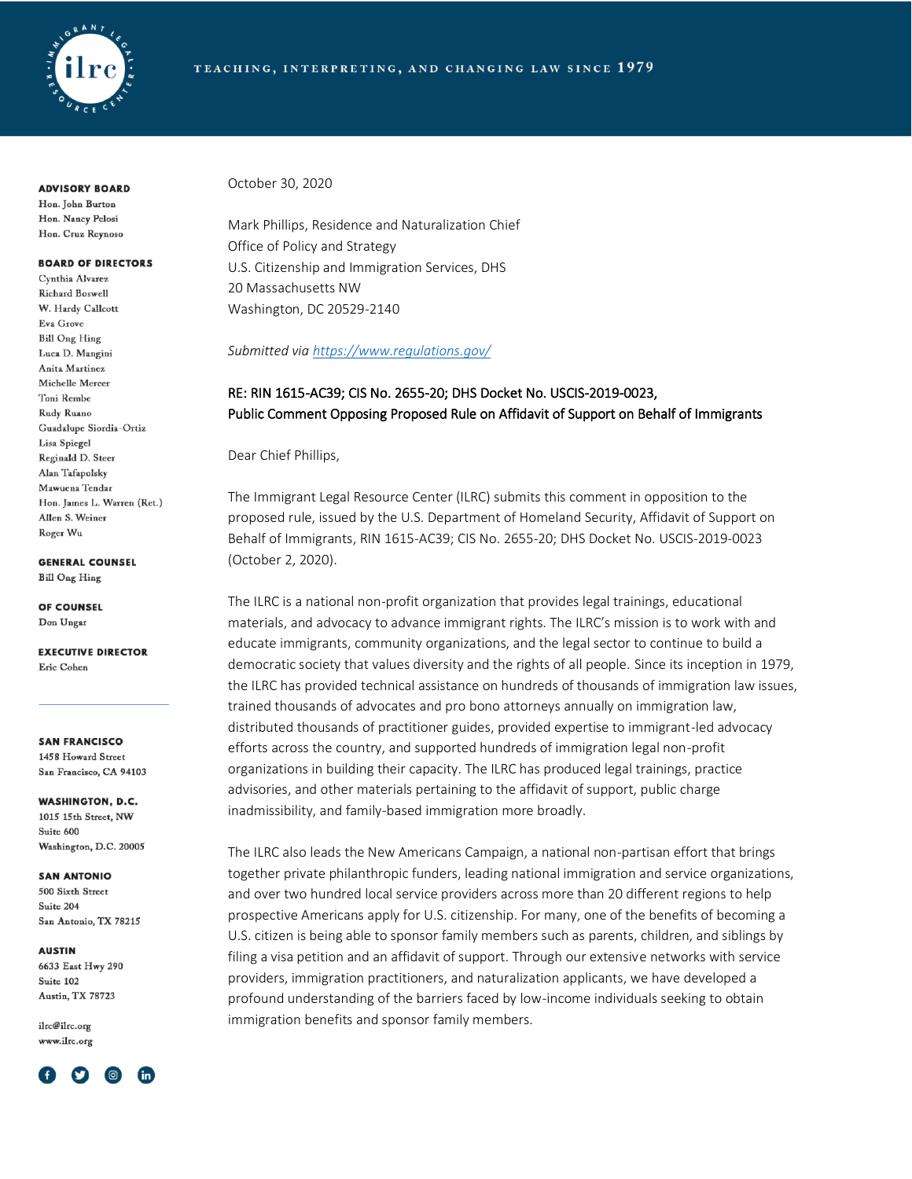TEACHING, INTERPRETING, AND CHANGING LAW SINCE 1979

**ADVISORY BOARD**
Hon. John Burton
Hon. Nancy Pelosi
Hon. Cruz Reynoso

**BOARD OF DIRECTORS**
Cynthia Alvarez
Richard Boswell
W. Hardy Callcott
Eva Grove
Bill Ong Hing
Luca D. Mangini
Anita Martinez
Michelle Mercer
Toni Rembe
Rudy Ruano
Guadalupe Siordia-Ortiz
Lisa Spiegel
Reginald D. Steer
Alan Tafapolsky
Mawuena Tendar
Hon. James L. Warren (Ret.)
Allen S. Weiner
Roger Wu

**GENERAL COUNSEL**
Bill Ong Hing

**OF COUNSEL**
Don Ungar

**EXECUTIVE DIRECTOR**
Eric Cohen

**SAN FRANCISCO**
1458 Howard Street
San Francisco, CA 94103

**WASHINGTON, D.C.**
1015 15th Street, NW
Suite 600
Washington, D.C. 20005

**SAN ANTONIO**
500 Sixth Street
Suite 204
San Antonio, TX 78215

**AUSTIN**
6633 East Hwy 290
Suite 102
Austin, TX 78723

ilrc@ilrc.org
www.ilrc.org

October 30, 2020

Mark Phillips, Residence and Naturalization Chief
Office of Policy and Strategy
U.S. Citizenship and Immigration Services, DHS
20 Massachusetts NW
Washington, DC 20529-2140

*Submitted via https://www.regulations.gov/*

RE: RIN 1615-AC39; CIS No. 2655-20; DHS Docket No. USCIS-2019-0023,
Public Comment Opposing Proposed Rule on Affidavit of Support on Behalf of Immigrants

Dear Chief Phillips,

The Immigrant Legal Resource Center (ILRC) submits this comment in opposition to the proposed rule, issued by the U.S. Department of Homeland Security, Affidavit of Support on Behalf of Immigrants, RIN 1615-AC39; CIS No. 2655-20; DHS Docket No. USCIS-2019-0023 (October 2, 2020).

The ILRC is a national non-profit organization that provides legal trainings, educational materials, and advocacy to advance immigrant rights. The ILRC's mission is to work with and educate immigrants, community organizations, and the legal sector to continue to build a democratic society that values diversity and the rights of all people. Since its inception in 1979, the ILRC has provided technical assistance on hundreds of thousands of immigration law issues, trained thousands of advocates and pro bono attorneys annually on immigration law, distributed thousands of practitioner guides, provided expertise to immigrant-led advocacy efforts across the country, and supported hundreds of immigration legal non-profit organizations in building their capacity. The ILRC has produced legal trainings, practice advisories, and other materials pertaining to the affidavit of support, public charge inadmissibility, and family-based immigration more broadly.

The ILRC also leads the New Americans Campaign, a national non-partisan effort that brings together private philanthropic funders, leading national immigration and service organizations, and over two hundred local service providers across more than 20 different regions to help prospective Americans apply for U.S. citizenship. For many, one of the benefits of becoming a U.S. citizen is being able to sponsor family members such as parents, children, and siblings by filing a visa petition and an affidavit of support. Through our extensive networks with service providers, immigration practitioners, and naturalization applicants, we have developed a profound understanding of the barriers faced by low-income individuals seeking to obtain immigration benefits and sponsor family members.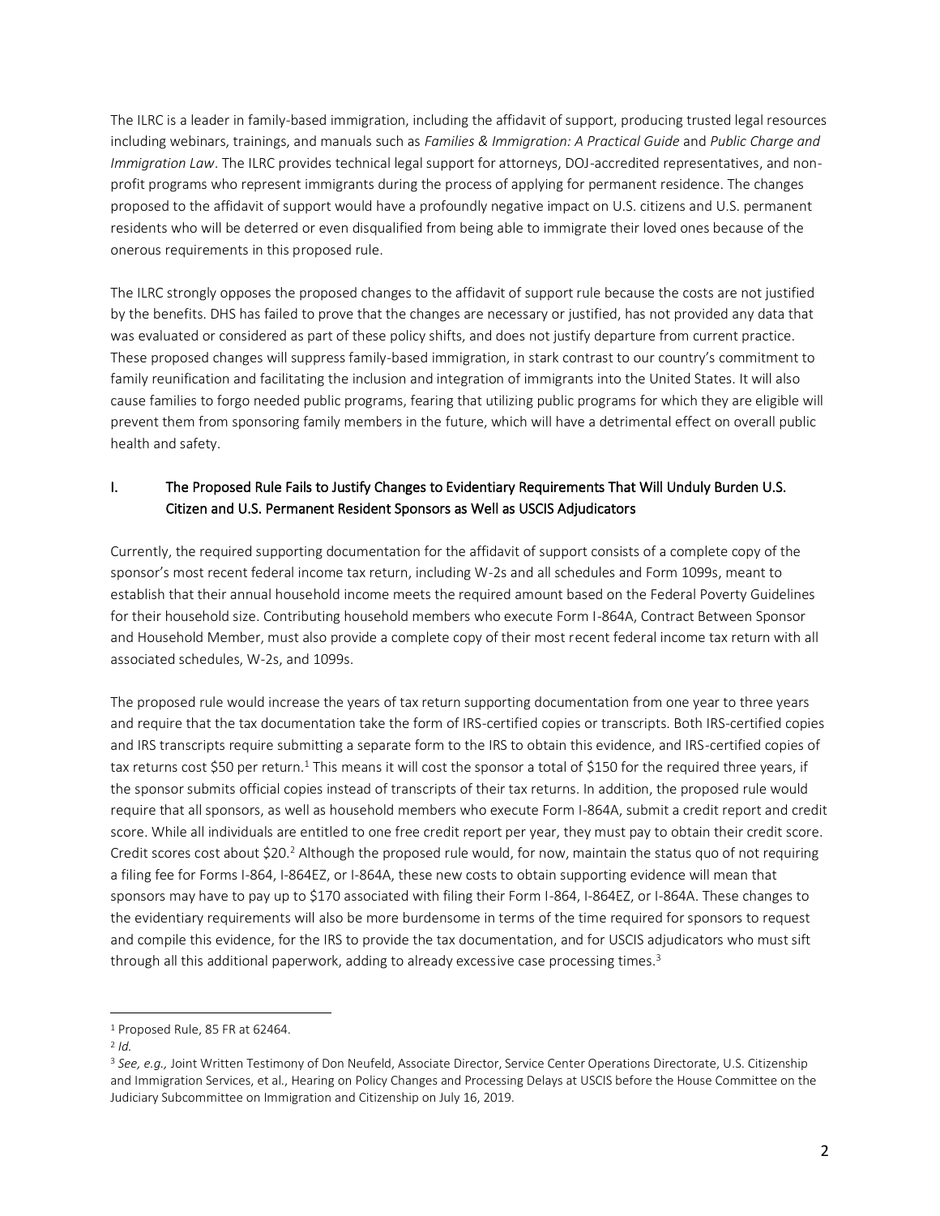The ILRC is a leader in family-based immigration, including the affidavit of support, producing trusted legal resources including webinars, trainings, and manuals such as *Families & Immigration: A Practical Guide* and *Public Charge and Immigration Law*. The ILRC provides technical legal support for attorneys, DOJ-accredited representatives, and non-profit programs who represent immigrants during the process of applying for permanent residence. The changes proposed to the affidavit of support would have a profoundly negative impact on U.S. citizens and U.S. permanent residents who will be deterred or even disqualified from being able to immigrate their loved ones because of the onerous requirements in this proposed rule.

The ILRC strongly opposes the proposed changes to the affidavit of support rule because the costs are not justified by the benefits. DHS has failed to prove that the changes are necessary or justified, has not provided any data that was evaluated or considered as part of these policy shifts, and does not justify departure from current practice. These proposed changes will suppress family-based immigration, in stark contrast to our country's commitment to family reunification and facilitating the inclusion and integration of immigrants into the United States. It will also cause families to forgo needed public programs, fearing that utilizing public programs for which they are eligible will prevent them from sponsoring family members in the future, which will have a detrimental effect on overall public health and safety.

## I. The Proposed Rule Fails to Justify Changes to Evidentiary Requirements That Will Unduly Burden U.S. Citizen and U.S. Permanent Resident Sponsors as Well as USCIS Adjudicators

Currently, the required supporting documentation for the affidavit of support consists of a complete copy of the sponsor's most recent federal income tax return, including W-2s and all schedules and Form 1099s, meant to establish that their annual household income meets the required amount based on the Federal Poverty Guidelines for their household size. Contributing household members who execute Form I-864A, Contract Between Sponsor and Household Member, must also provide a complete copy of their most recent federal income tax return with all associated schedules, W-2s, and 1099s.

The proposed rule would increase the years of tax return supporting documentation from one year to three years and require that the tax documentation take the form of IRS-certified copies or transcripts. Both IRS-certified copies and IRS transcripts require submitting a separate form to the IRS to obtain this evidence, and IRS-certified copies of tax returns cost $50 per return.[1] This means it will cost the sponsor a total of $150 for the required three years, if the sponsor submits official copies instead of transcripts of their tax returns. In addition, the proposed rule would require that all sponsors, as well as household members who execute Form I-864A, submit a credit report and credit score. While all individuals are entitled to one free credit report per year, they must pay to obtain their credit score. Credit scores cost about $20.[2] Although the proposed rule would, for now, maintain the status quo of not requiring a filing fee for Forms I-864, I-864EZ, or I-864A, these new costs to obtain supporting evidence will mean that sponsors may have to pay up to $170 associated with filing their Form I-864, I-864EZ, or I-864A. These changes to the evidentiary requirements will also be more burdensome in terms of the time required for sponsors to request and compile this evidence, for the IRS to provide the tax documentation, and for USCIS adjudicators who must sift through all this additional paperwork, adding to already excessive case processing times.[3]

---

[1] Proposed Rule, 85 FR at 62464.

[2] *Id.*

[3] *See, e.g.,* Joint Written Testimony of Don Neufeld, Associate Director, Service Center Operations Directorate, U.S. Citizenship and Immigration Services, et al., Hearing on Policy Changes and Processing Delays at USCIS before the House Committee on the Judiciary Subcommittee on Immigration and Citizenship on July 16, 2019.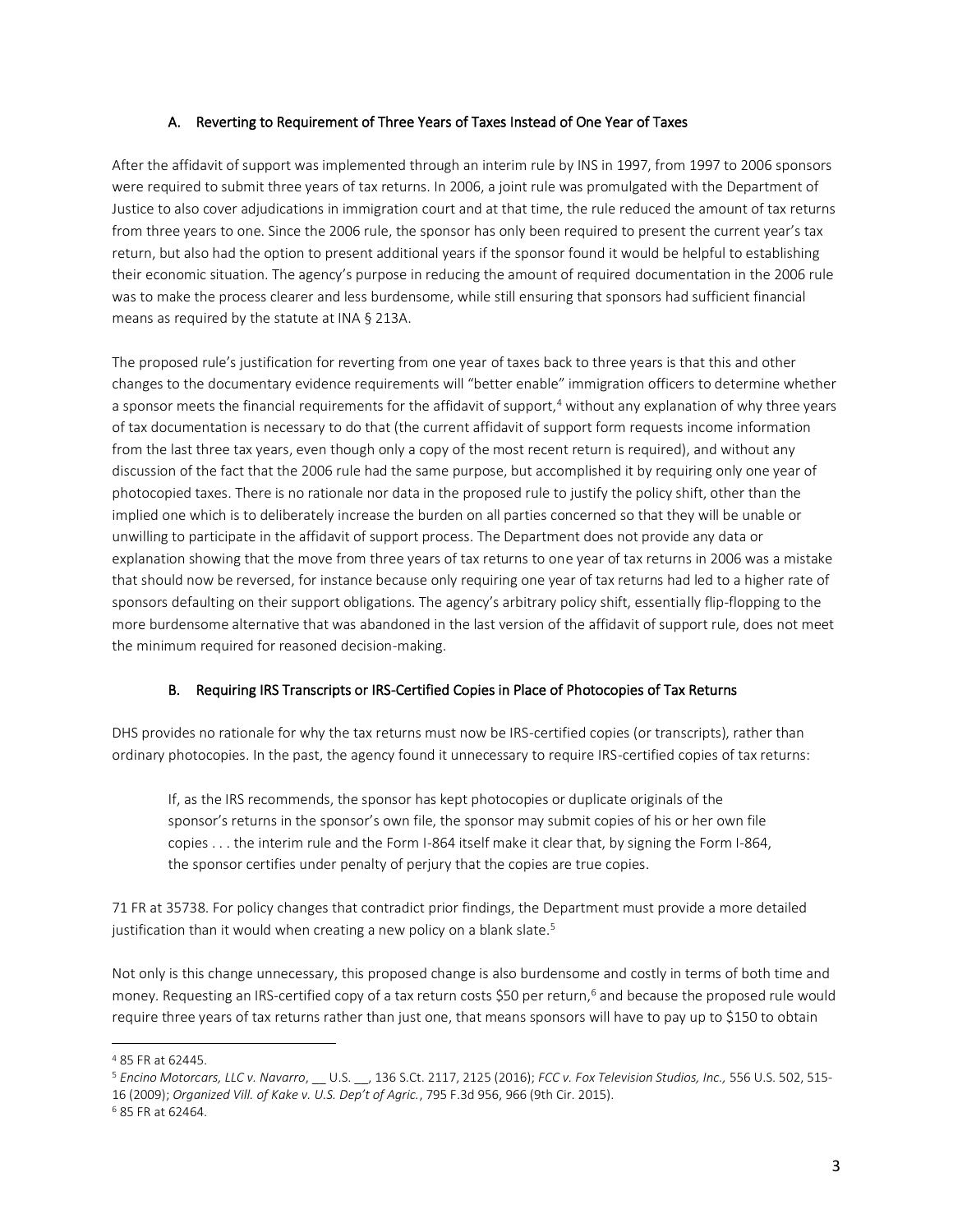### A. Reverting to Requirement of Three Years of Taxes Instead of One Year of Taxes

After the affidavit of support was implemented through an interim rule by INS in 1997, from 1997 to 2006 sponsors were required to submit three years of tax returns. In 2006, a joint rule was promulgated with the Department of Justice to also cover adjudications in immigration court and at that time, the rule reduced the amount of tax returns from three years to one. Since the 2006 rule, the sponsor has only been required to present the current year's tax return, but also had the option to present additional years if the sponsor found it would be helpful to establishing their economic situation. The agency's purpose in reducing the amount of required documentation in the 2006 rule was to make the process clearer and less burdensome, while still ensuring that sponsors had sufficient financial means as required by the statute at INA § 213A.

The proposed rule's justification for reverting from one year of taxes back to three years is that this and other changes to the documentary evidence requirements will "better enable" immigration officers to determine whether a sponsor meets the financial requirements for the affidavit of support,[4] without any explanation of why three years of tax documentation is necessary to do that (the current affidavit of support form requests income information from the last three tax years, even though only a copy of the most recent return is required), and without any discussion of the fact that the 2006 rule had the same purpose, but accomplished it by requiring only one year of photocopied taxes. There is no rationale nor data in the proposed rule to justify the policy shift, other than the implied one which is to deliberately increase the burden on all parties concerned so that they will be unable or unwilling to participate in the affidavit of support process. The Department does not provide any data or explanation showing that the move from three years of tax returns to one year of tax returns in 2006 was a mistake that should now be reversed, for instance because only requiring one year of tax returns had led to a higher rate of sponsors defaulting on their support obligations. The agency's arbitrary policy shift, essentially flip-flopping to the more burdensome alternative that was abandoned in the last version of the affidavit of support rule, does not meet the minimum required for reasoned decision-making.

### B. Requiring IRS Transcripts or IRS-Certified Copies in Place of Photocopies of Tax Returns

DHS provides no rationale for why the tax returns must now be IRS-certified copies (or transcripts), rather than ordinary photocopies. In the past, the agency found it unnecessary to require IRS-certified copies of tax returns:

> If, as the IRS recommends, the sponsor has kept photocopies or duplicate originals of the sponsor's returns in the sponsor's own file, the sponsor may submit copies of his or her own file copies . . . the interim rule and the Form I-864 itself make it clear that, by signing the Form I-864, the sponsor certifies under penalty of perjury that the copies are true copies.

71 FR at 35738. For policy changes that contradict prior findings, the Department must provide a more detailed justification than it would when creating a new policy on a blank slate.[5]

Not only is this change unnecessary, this proposed change is also burdensome and costly in terms of both time and money. Requesting an IRS-certified copy of a tax return costs $50 per return,[6] and because the proposed rule would require three years of tax returns rather than just one, that means sponsors will have to pay up to $150 to obtain

---

[4] 85 FR at 62445.

[5] *Encino Motorcars, LLC v. Navarro*, __ U.S. __, 136 S.Ct. 2117, 2125 (2016); *FCC v. Fox Television Studios, Inc.,* 556 U.S. 502, 515-16 (2009); *Organized Vill. of Kake v. U.S. Dep't of Agric.*, 795 F.3d 956, 966 (9th Cir. 2015).

[6] 85 FR at 62464.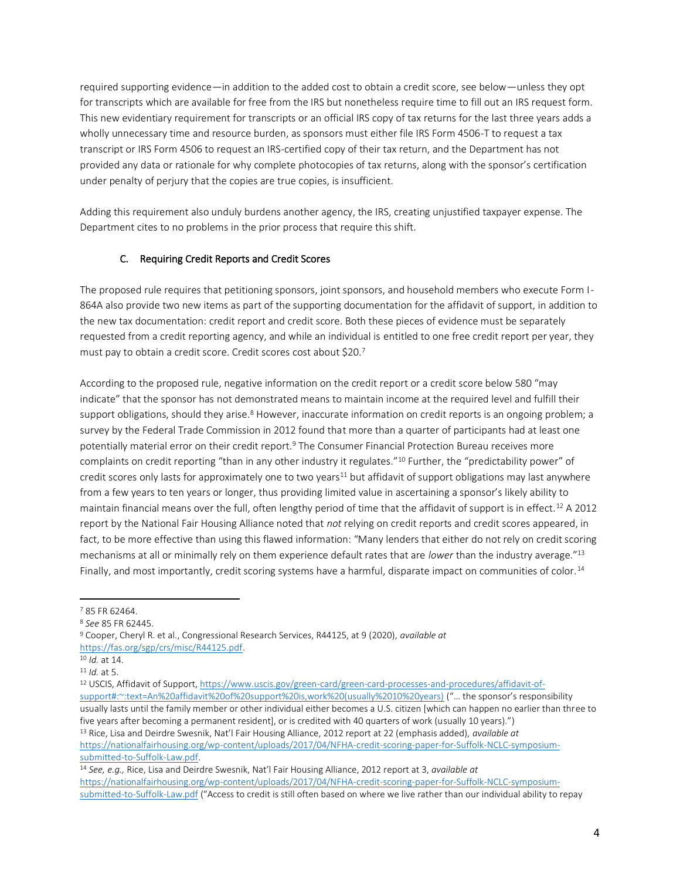required supporting evidence—in addition to the added cost to obtain a credit score, see below—unless they opt for transcripts which are available for free from the IRS but nonetheless require time to fill out an IRS request form. This new evidentiary requirement for transcripts or an official IRS copy of tax returns for the last three years adds a wholly unnecessary time and resource burden, as sponsors must either file IRS Form 4506-T to request a tax transcript or IRS Form 4506 to request an IRS-certified copy of their tax return, and the Department has not provided any data or rationale for why complete photocopies of tax returns, along with the sponsor's certification under penalty of perjury that the copies are true copies, is insufficient.

Adding this requirement also unduly burdens another agency, the IRS, creating unjustified taxpayer expense. The Department cites to no problems in the prior process that require this shift.

### C. Requiring Credit Reports and Credit Scores

The proposed rule requires that petitioning sponsors, joint sponsors, and household members who execute Form I-864A also provide two new items as part of the supporting documentation for the affidavit of support, in addition to the new tax documentation: credit report and credit score. Both these pieces of evidence must be separately requested from a credit reporting agency, and while an individual is entitled to one free credit report per year, they must pay to obtain a credit score. Credit scores cost about $20.[7]

According to the proposed rule, negative information on the credit report or a credit score below 580 "may indicate" that the sponsor has not demonstrated means to maintain income at the required level and fulfill their support obligations, should they arise.[8] However, inaccurate information on credit reports is an ongoing problem; a survey by the Federal Trade Commission in 2012 found that more than a quarter of participants had at least one potentially material error on their credit report.[9] The Consumer Financial Protection Bureau receives more complaints on credit reporting "than in any other industry it regulates."[10] Further, the "predictability power" of credit scores only lasts for approximately one to two years[11] but affidavit of support obligations may last anywhere from a few years to ten years or longer, thus providing limited value in ascertaining a sponsor's likely ability to maintain financial means over the full, often lengthy period of time that the affidavit of support is in effect.[12] A 2012 report by the National Fair Housing Alliance noted that *not* relying on credit reports and credit scores appeared, in fact, to be more effective than using this flawed information: "Many lenders that either do not rely on credit scoring mechanisms at all or minimally rely on them experience default rates that are *lower* than the industry average."[13] Finally, and most importantly, credit scoring systems have a harmful, disparate impact on communities of color.[14]

---

[7] 85 FR 62464.

[8] *See* 85 FR 62445.

[9] Cooper, Cheryl R. et al., Congressional Research Services, R44125, at 9 (2020), *available at* https://fas.org/sgp/crs/misc/R44125.pdf.

[10] *Id.* at 14.

[11] *Id.* at 5.

[12] USCIS, Affidavit of Support, https://www.uscis.gov/green-card/green-card-processes-and-procedures/affidavit-of-support#:~:text=An%20affidavit%20of%20support%20is,work%20(usually%2010%20years) ("… the sponsor's responsibility usually lasts until the family member or other individual either becomes a U.S. citizen [which can happen no earlier than three to five years after becoming a permanent resident], or is credited with 40 quarters of work (usually 10 years).")

[13] Rice, Lisa and Deirdre Swesnik, Nat'l Fair Housing Alliance, 2012 report at 22 (emphasis added), *available at* https://nationalfairhousing.org/wp-content/uploads/2017/04/NFHA-credit-scoring-paper-for-Suffolk-NCLC-symposium-submitted-to-Suffolk-Law.pdf.

[14] *See, e.g.,* Rice, Lisa and Deirdre Swesnik, Nat'l Fair Housing Alliance, 2012 report at 3, *available at* https://nationalfairhousing.org/wp-content/uploads/2017/04/NFHA-credit-scoring-paper-for-Suffolk-NCLC-symposium-submitted-to-Suffolk-Law.pdf ("Access to credit is still often based on where we live rather than our individual ability to repay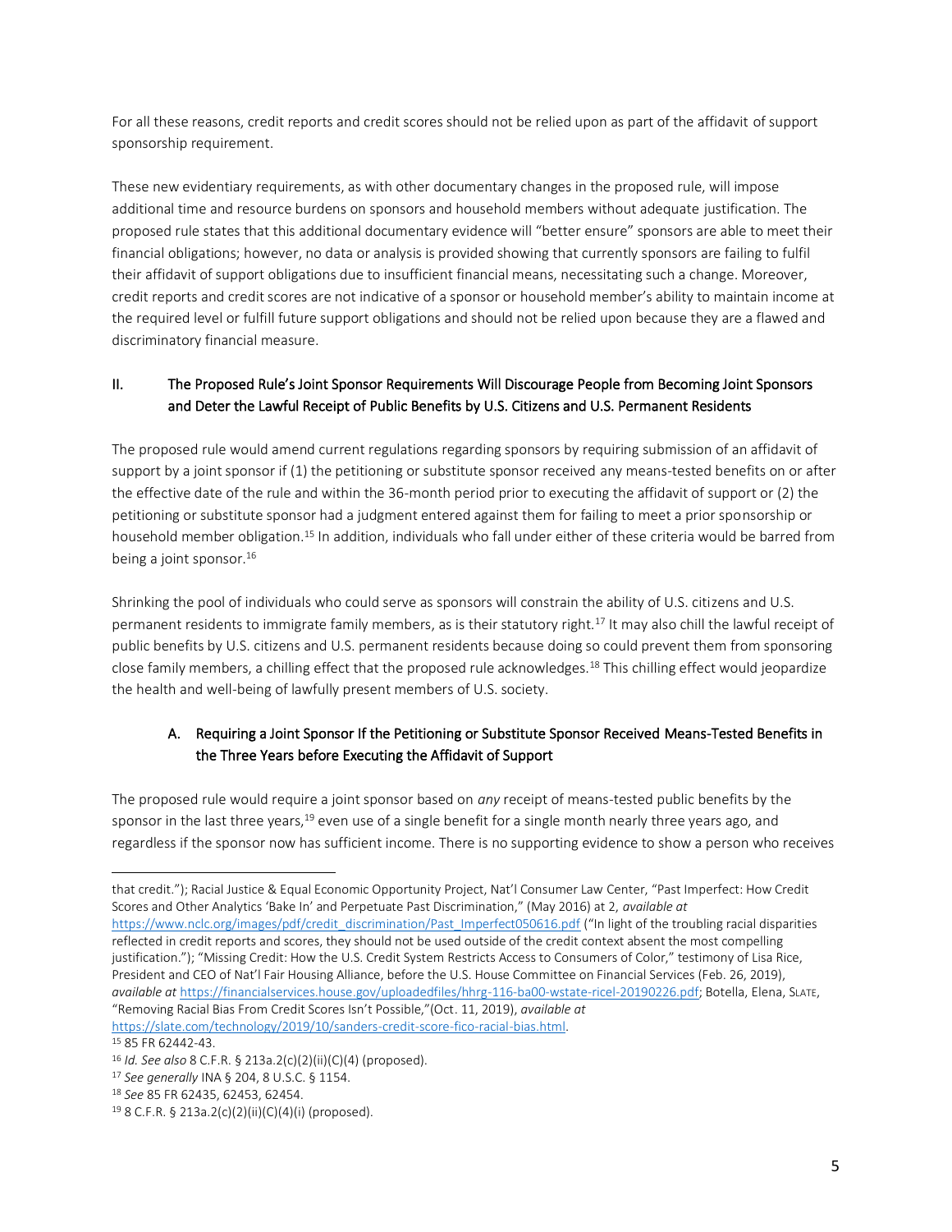For all these reasons, credit reports and credit scores should not be relied upon as part of the affidavit of support sponsorship requirement.

These new evidentiary requirements, as with other documentary changes in the proposed rule, will impose additional time and resource burdens on sponsors and household members without adequate justification. The proposed rule states that this additional documentary evidence will "better ensure" sponsors are able to meet their financial obligations; however, no data or analysis is provided showing that currently sponsors are failing to fulfil their affidavit of support obligations due to insufficient financial means, necessitating such a change. Moreover, credit reports and credit scores are not indicative of a sponsor or household member's ability to maintain income at the required level or fulfill future support obligations and should not be relied upon because they are a flawed and discriminatory financial measure.

## II. The Proposed Rule's Joint Sponsor Requirements Will Discourage People from Becoming Joint Sponsors and Deter the Lawful Receipt of Public Benefits by U.S. Citizens and U.S. Permanent Residents

The proposed rule would amend current regulations regarding sponsors by requiring submission of an affidavit of support by a joint sponsor if (1) the petitioning or substitute sponsor received any means-tested benefits on or after the effective date of the rule and within the 36-month period prior to executing the affidavit of support or (2) the petitioning or substitute sponsor had a judgment entered against them for failing to meet a prior sponsorship or household member obligation.[15] In addition, individuals who fall under either of these criteria would be barred from being a joint sponsor.[16]

Shrinking the pool of individuals who could serve as sponsors will constrain the ability of U.S. citizens and U.S. permanent residents to immigrate family members, as is their statutory right.[17] It may also chill the lawful receipt of public benefits by U.S. citizens and U.S. permanent residents because doing so could prevent them from sponsoring close family members, a chilling effect that the proposed rule acknowledges.[18] This chilling effect would jeopardize the health and well-being of lawfully present members of U.S. society.

### A. Requiring a Joint Sponsor If the Petitioning or Substitute Sponsor Received Means-Tested Benefits in the Three Years before Executing the Affidavit of Support

The proposed rule would require a joint sponsor based on *any* receipt of means-tested public benefits by the sponsor in the last three years,[19] even use of a single benefit for a single month nearly three years ago, and regardless if the sponsor now has sufficient income. There is no supporting evidence to show a person who receives

---

that credit."); Racial Justice & Equal Economic Opportunity Project, Nat'l Consumer Law Center, "Past Imperfect: How Credit Scores and Other Analytics 'Bake In' and Perpetuate Past Discrimination," (May 2016) at 2, *available at* https://www.nclc.org/images/pdf/credit_discrimination/Past_Imperfect050616.pdf ("In light of the troubling racial disparities reflected in credit reports and scores, they should not be used outside of the credit context absent the most compelling justification."); "Missing Credit: How the U.S. Credit System Restricts Access to Consumers of Color," testimony of Lisa Rice, President and CEO of Nat'l Fair Housing Alliance, before the U.S. House Committee on Financial Services (Feb. 26, 2019), *available at* https://financialservices.house.gov/uploadedfiles/hhrg-116-ba00-wstate-ricel-20190226.pdf; Botella, Elena, SLATE, "Removing Racial Bias From Credit Scores Isn't Possible,"(Oct. 11, 2019), *available at* https://slate.com/technology/2019/10/sanders-credit-score-fico-racial-bias.html.

[15] 85 FR 62442-43.

[16] *Id. See also* 8 C.F.R. § 213a.2(c)(2)(ii)(C)(4) (proposed).

[17] *See generally* INA § 204, 8 U.S.C. § 1154.

[18] *See* 85 FR 62435, 62453, 62454.

[19] 8 C.F.R. § 213a.2(c)(2)(ii)(C)(4)(i) (proposed).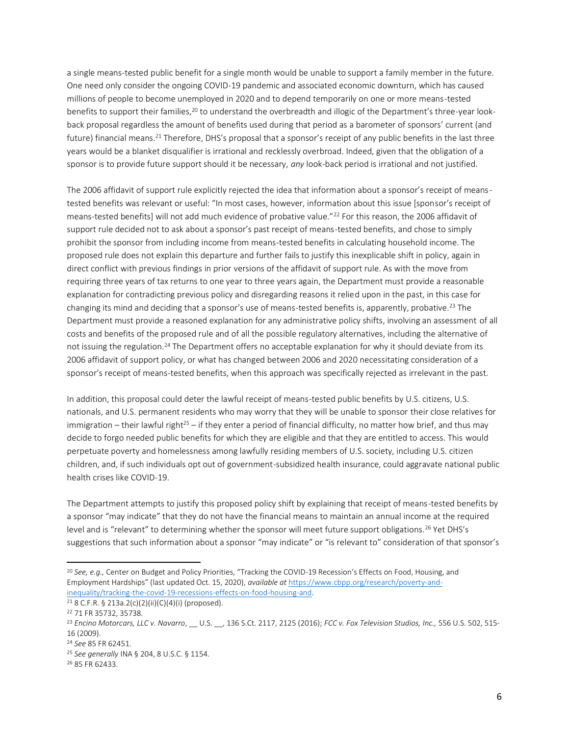a single means-tested public benefit for a single month would be unable to support a family member in the future. One need only consider the ongoing COVID-19 pandemic and associated economic downturn, which has caused millions of people to become unemployed in 2020 and to depend temporarily on one or more means-tested benefits to support their families,[20] to understand the overbreadth and illogic of the Department's three-year look-back proposal regardless the amount of benefits used during that period as a barometer of sponsors' current (and future) financial means.[21] Therefore, DHS's proposal that a sponsor's receipt of any public benefits in the last three years would be a blanket disqualifier is irrational and recklessly overbroad. Indeed, given that the obligation of a sponsor is to provide future support should it be necessary, *any* look-back period is irrational and not justified.

The 2006 affidavit of support rule explicitly rejected the idea that information about a sponsor's receipt of means-tested benefits was relevant or useful: "In most cases, however, information about this issue [sponsor's receipt of means-tested benefits] will not add much evidence of probative value."[22] For this reason, the 2006 affidavit of support rule decided not to ask about a sponsor's past receipt of means-tested benefits, and chose to simply prohibit the sponsor from including income from means-tested benefits in calculating household income. The proposed rule does not explain this departure and further fails to justify this inexplicable shift in policy, again in direct conflict with previous findings in prior versions of the affidavit of support rule. As with the move from requiring three years of tax returns to one year to three years again, the Department must provide a reasonable explanation for contradicting previous policy and disregarding reasons it relied upon in the past, in this case for changing its mind and deciding that a sponsor's use of means-tested benefits is, apparently, probative.[23] The Department must provide a reasoned explanation for any administrative policy shifts, involving an assessment of all costs and benefits of the proposed rule and of all the possible regulatory alternatives, including the alternative of not issuing the regulation.[24] The Department offers no acceptable explanation for why it should deviate from its 2006 affidavit of support policy, or what has changed between 2006 and 2020 necessitating consideration of a sponsor's receipt of means-tested benefits, when this approach was specifically rejected as irrelevant in the past.

In addition, this proposal could deter the lawful receipt of means-tested public benefits by U.S. citizens, U.S. nationals, and U.S. permanent residents who may worry that they will be unable to sponsor their close relatives for immigration – their lawful right[25] – if they enter a period of financial difficulty, no matter how brief, and thus may decide to forgo needed public benefits for which they are eligible and that they are entitled to access. This would perpetuate poverty and homelessness among lawfully residing members of U.S. society, including U.S. citizen children, and, if such individuals opt out of government-subsidized health insurance, could aggravate national public health crises like COVID-19.

The Department attempts to justify this proposed policy shift by explaining that receipt of means-tested benefits by a sponsor "may indicate" that they do not have the financial means to maintain an annual income at the required level and is "relevant" to determining whether the sponsor will meet future support obligations.[26] Yet DHS's suggestions that such information about a sponsor "may indicate" or "is relevant to" consideration of that sponsor's

---

[20] *See, e.g.,* Center on Budget and Policy Priorities, "Tracking the COVID-19 Recession's Effects on Food, Housing, and Employment Hardships" (last updated Oct. 15, 2020), *available at* https://www.cbpp.org/research/poverty-and-inequality/tracking-the-covid-19-recessions-effects-on-food-housing-and.

[21] 8 C.F.R. § 213a.2(c)(2)(ii)(C)(4)(i) (proposed).

[22] 71 FR 35732, 35738.

[23] *Encino Motorcars, LLC v. Navarro*, __ U.S. __, 136 S.Ct. 2117, 2125 (2016); *FCC v. Fox Television Studios, Inc.,* 556 U.S. 502, 515-16 (2009).

[24] *See* 85 FR 62451.

[25] *See generally* INA § 204, 8 U.S.C. § 1154.

[26] 85 FR 62433.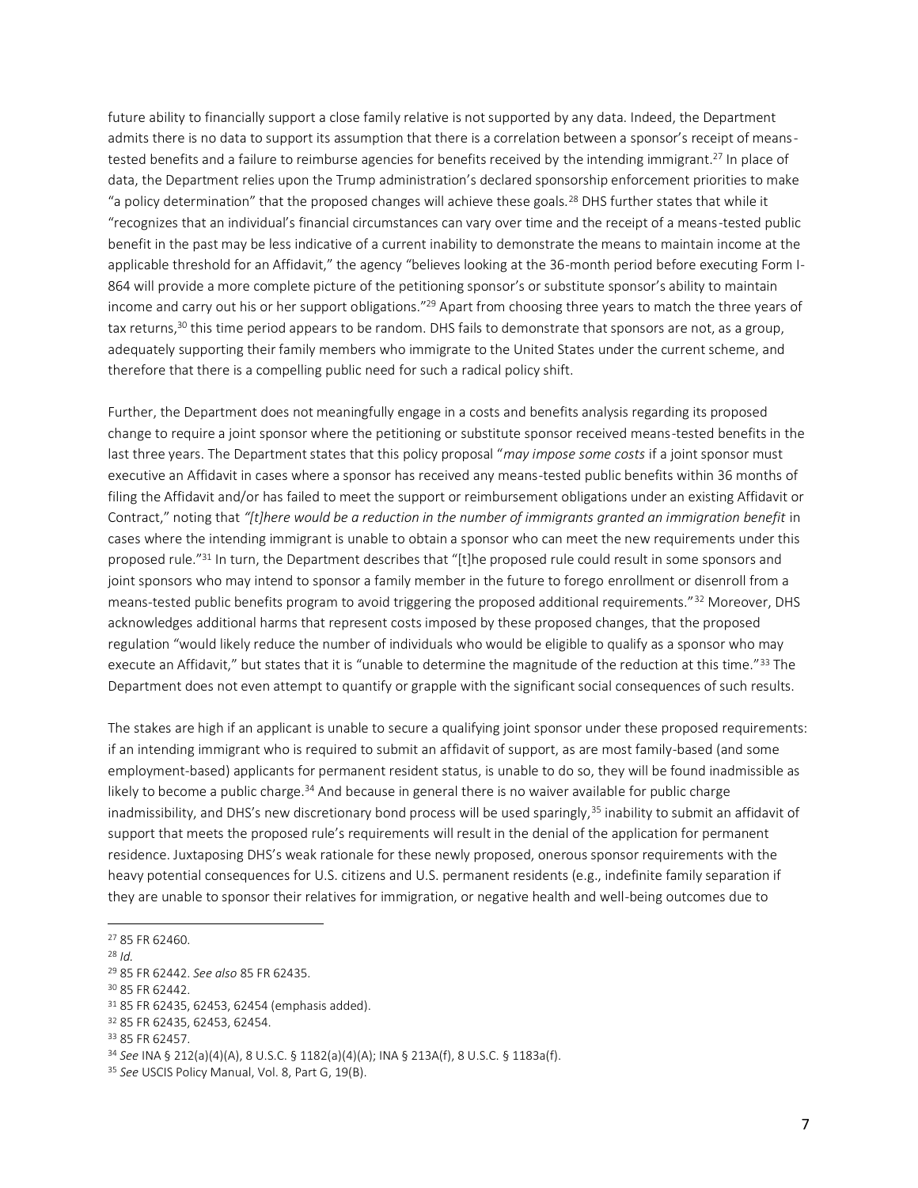future ability to financially support a close family relative is not supported by any data. Indeed, the Department admits there is no data to support its assumption that there is a correlation between a sponsor's receipt of means-tested benefits and a failure to reimburse agencies for benefits received by the intending immigrant.[27] In place of data, the Department relies upon the Trump administration's declared sponsorship enforcement priorities to make "a policy determination" that the proposed changes will achieve these goals.[28] DHS further states that while it "recognizes that an individual's financial circumstances can vary over time and the receipt of a means-tested public benefit in the past may be less indicative of a current inability to demonstrate the means to maintain income at the applicable threshold for an Affidavit," the agency "believes looking at the 36-month period before executing Form I-864 will provide a more complete picture of the petitioning sponsor's or substitute sponsor's ability to maintain income and carry out his or her support obligations."[29] Apart from choosing three years to match the three years of tax returns,[30] this time period appears to be random. DHS fails to demonstrate that sponsors are not, as a group, adequately supporting their family members who immigrate to the United States under the current scheme, and therefore that there is a compelling public need for such a radical policy shift.

Further, the Department does not meaningfully engage in a costs and benefits analysis regarding its proposed change to require a joint sponsor where the petitioning or substitute sponsor received means-tested benefits in the last three years. The Department states that this policy proposal "*may impose some costs* if a joint sponsor must executive an Affidavit in cases where a sponsor has received any means-tested public benefits within 36 months of filing the Affidavit and/or has failed to meet the support or reimbursement obligations under an existing Affidavit or Contract," noting that *"[t]here would be a reduction in the number of immigrants granted an immigration benefit* in cases where the intending immigrant is unable to obtain a sponsor who can meet the new requirements under this proposed rule."[31] In turn, the Department describes that "[t]he proposed rule could result in some sponsors and joint sponsors who may intend to sponsor a family member in the future to forego enrollment or disenroll from a means-tested public benefits program to avoid triggering the proposed additional requirements."[32] Moreover, DHS acknowledges additional harms that represent costs imposed by these proposed changes, that the proposed regulation "would likely reduce the number of individuals who would be eligible to qualify as a sponsor who may execute an Affidavit," but states that it is "unable to determine the magnitude of the reduction at this time."[33] The Department does not even attempt to quantify or grapple with the significant social consequences of such results.

The stakes are high if an applicant is unable to secure a qualifying joint sponsor under these proposed requirements: if an intending immigrant who is required to submit an affidavit of support, as are most family-based (and some employment-based) applicants for permanent resident status, is unable to do so, they will be found inadmissible as likely to become a public charge.[34] And because in general there is no waiver available for public charge inadmissibility, and DHS's new discretionary bond process will be used sparingly,[35] inability to submit an affidavit of support that meets the proposed rule's requirements will result in the denial of the application for permanent residence. Juxtaposing DHS's weak rationale for these newly proposed, onerous sponsor requirements with the heavy potential consequences for U.S. citizens and U.S. permanent residents (e.g., indefinite family separation if they are unable to sponsor their relatives for immigration, or negative health and well-being outcomes due to

---

[27] 85 FR 62460.

[28] *Id.*

[29] 85 FR 62442. *See also* 85 FR 62435.

[30] 85 FR 62442.

[31] 85 FR 62435, 62453, 62454 (emphasis added).

[32] 85 FR 62435, 62453, 62454.

[33] 85 FR 62457.

[34] *See* INA § 212(a)(4)(A), 8 U.S.C. § 1182(a)(4)(A); INA § 213A(f), 8 U.S.C. § 1183a(f).

[35] *See* USCIS Policy Manual, Vol. 8, Part G, 19(B).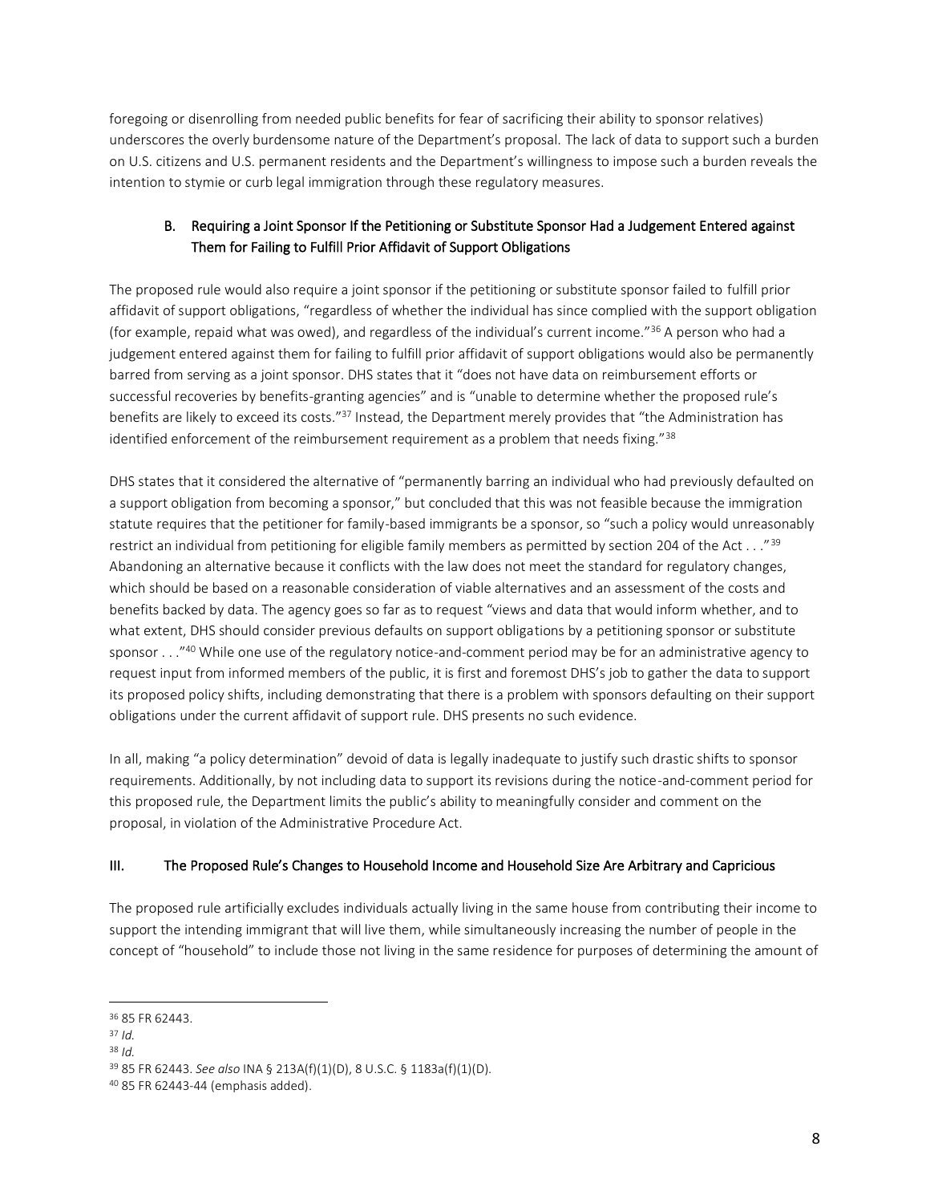foregoing or disenrolling from needed public benefits for fear of sacrificing their ability to sponsor relatives) underscores the overly burdensome nature of the Department's proposal. The lack of data to support such a burden on U.S. citizens and U.S. permanent residents and the Department's willingness to impose such a burden reveals the intention to stymie or curb legal immigration through these regulatory measures.

### B. Requiring a Joint Sponsor If the Petitioning or Substitute Sponsor Had a Judgement Entered against Them for Failing to Fulfill Prior Affidavit of Support Obligations

The proposed rule would also require a joint sponsor if the petitioning or substitute sponsor failed to fulfill prior affidavit of support obligations, "regardless of whether the individual has since complied with the support obligation (for example, repaid what was owed), and regardless of the individual's current income."[36] A person who had a judgement entered against them for failing to fulfill prior affidavit of support obligations would also be permanently barred from serving as a joint sponsor. DHS states that it "does not have data on reimbursement efforts or successful recoveries by benefits-granting agencies" and is "unable to determine whether the proposed rule's benefits are likely to exceed its costs."[37] Instead, the Department merely provides that "the Administration has identified enforcement of the reimbursement requirement as a problem that needs fixing."[38]

DHS states that it considered the alternative of "permanently barring an individual who had previously defaulted on a support obligation from becoming a sponsor," but concluded that this was not feasible because the immigration statute requires that the petitioner for family-based immigrants be a sponsor, so "such a policy would unreasonably restrict an individual from petitioning for eligible family members as permitted by section 204 of the Act . . ."[39] Abandoning an alternative because it conflicts with the law does not meet the standard for regulatory changes, which should be based on a reasonable consideration of viable alternatives and an assessment of the costs and benefits backed by data. The agency goes so far as to request "views and data that would inform whether, and to what extent, DHS should consider previous defaults on support obligations by a petitioning sponsor or substitute sponsor . . ."[40] While one use of the regulatory notice-and-comment period may be for an administrative agency to request input from informed members of the public, it is first and foremost DHS's job to gather the data to support its proposed policy shifts, including demonstrating that there is a problem with sponsors defaulting on their support obligations under the current affidavit of support rule. DHS presents no such evidence.

In all, making "a policy determination" devoid of data is legally inadequate to justify such drastic shifts to sponsor requirements. Additionally, by not including data to support its revisions during the notice-and-comment period for this proposed rule, the Department limits the public's ability to meaningfully consider and comment on the proposal, in violation of the Administrative Procedure Act.

## III. The Proposed Rule's Changes to Household Income and Household Size Are Arbitrary and Capricious

The proposed rule artificially excludes individuals actually living in the same house from contributing their income to support the intending immigrant that will live them, while simultaneously increasing the number of people in the concept of "household" to include those not living in the same residence for purposes of determining the amount of

---

[36] 85 FR 62443.

[37] *Id.*

[38] *Id.*

[39] 85 FR 62443. *See also* INA § 213A(f)(1)(D), 8 U.S.C. § 1183a(f)(1)(D).

[40] 85 FR 62443-44 (emphasis added).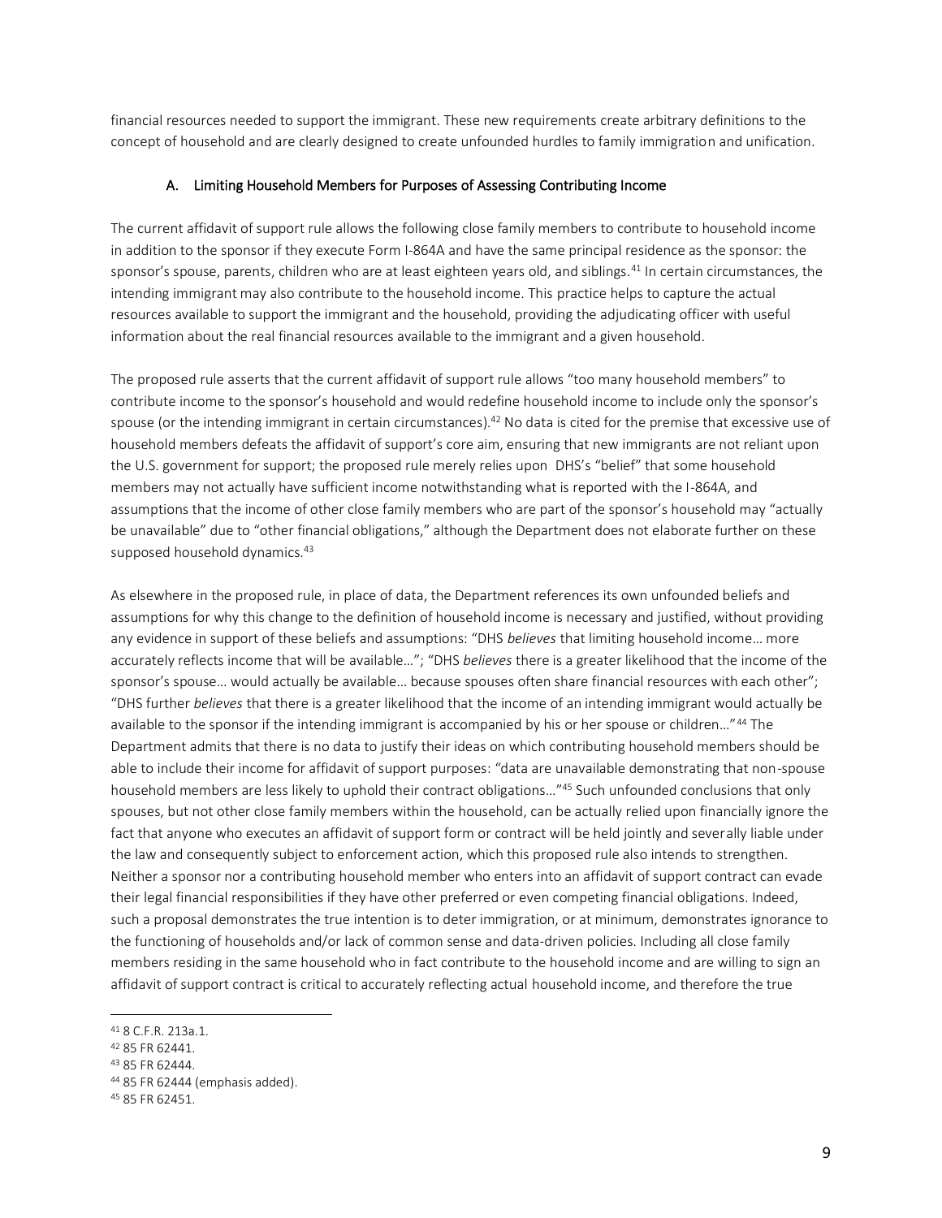financial resources needed to support the immigrant. These new requirements create arbitrary definitions to the concept of household and are clearly designed to create unfounded hurdles to family immigration and unification.

### A. Limiting Household Members for Purposes of Assessing Contributing Income

The current affidavit of support rule allows the following close family members to contribute to household income in addition to the sponsor if they execute Form I-864A and have the same principal residence as the sponsor: the sponsor's spouse, parents, children who are at least eighteen years old, and siblings.[41] In certain circumstances, the intending immigrant may also contribute to the household income. This practice helps to capture the actual resources available to support the immigrant and the household, providing the adjudicating officer with useful information about the real financial resources available to the immigrant and a given household.

The proposed rule asserts that the current affidavit of support rule allows "too many household members" to contribute income to the sponsor's household and would redefine household income to include only the sponsor's spouse (or the intending immigrant in certain circumstances).[42] No data is cited for the premise that excessive use of household members defeats the affidavit of support's core aim, ensuring that new immigrants are not reliant upon the U.S. government for support; the proposed rule merely relies upon DHS's "belief" that some household members may not actually have sufficient income notwithstanding what is reported with the I-864A, and assumptions that the income of other close family members who are part of the sponsor's household may "actually be unavailable" due to "other financial obligations," although the Department does not elaborate further on these supposed household dynamics.[43]

As elsewhere in the proposed rule, in place of data, the Department references its own unfounded beliefs and assumptions for why this change to the definition of household income is necessary and justified, without providing any evidence in support of these beliefs and assumptions: "DHS *believes* that limiting household income… more accurately reflects income that will be available…"; "DHS *believes* there is a greater likelihood that the income of the sponsor's spouse… would actually be available… because spouses often share financial resources with each other"; "DHS further *believes* that there is a greater likelihood that the income of an intending immigrant would actually be available to the sponsor if the intending immigrant is accompanied by his or her spouse or children…"[44] The Department admits that there is no data to justify their ideas on which contributing household members should be able to include their income for affidavit of support purposes: "data are unavailable demonstrating that non-spouse household members are less likely to uphold their contract obligations…"[45] Such unfounded conclusions that only spouses, but not other close family members within the household, can be actually relied upon financially ignore the fact that anyone who executes an affidavit of support form or contract will be held jointly and severally liable under the law and consequently subject to enforcement action, which this proposed rule also intends to strengthen. Neither a sponsor nor a contributing household member who enters into an affidavit of support contract can evade their legal financial responsibilities if they have other preferred or even competing financial obligations. Indeed, such a proposal demonstrates the true intention is to deter immigration, or at minimum, demonstrates ignorance to the functioning of households and/or lack of common sense and data-driven policies. Including all close family members residing in the same household who in fact contribute to the household income and are willing to sign an affidavit of support contract is critical to accurately reflecting actual household income, and therefore the true

---

[41] 8 C.F.R. 213a.1.

[42] 85 FR 62441.

[43] 85 FR 62444.

[44] 85 FR 62444 (emphasis added).

[45] 85 FR 62451.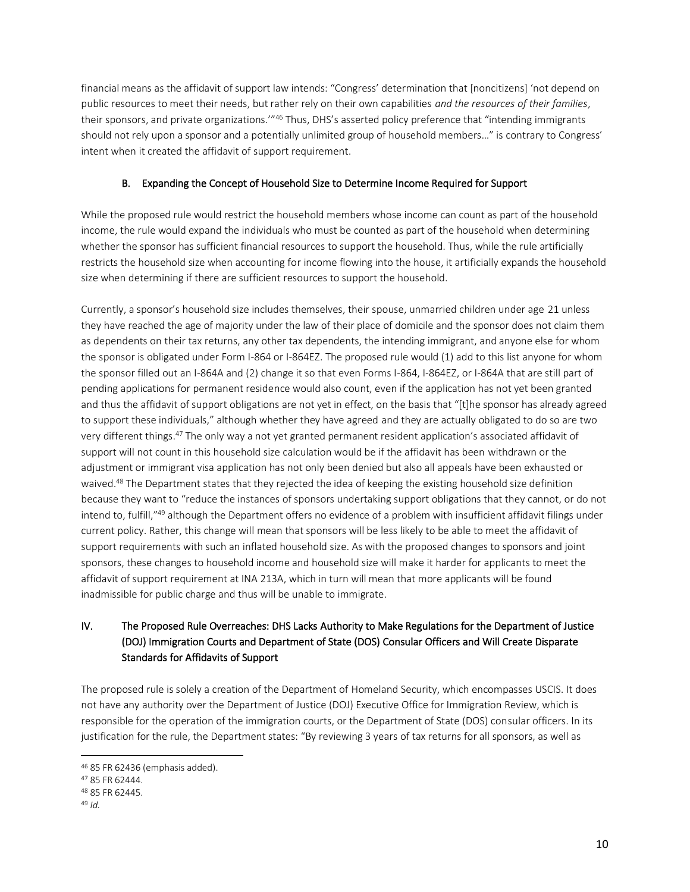financial means as the affidavit of support law intends: "Congress' determination that [noncitizens] 'not depend on public resources to meet their needs, but rather rely on their own capabilities *and the resources of their families*, their sponsors, and private organizations.'"[46] Thus, DHS's asserted policy preference that "intending immigrants should not rely upon a sponsor and a potentially unlimited group of household members…" is contrary to Congress' intent when it created the affidavit of support requirement.

### B. Expanding the Concept of Household Size to Determine Income Required for Support

While the proposed rule would restrict the household members whose income can count as part of the household income, the rule would expand the individuals who must be counted as part of the household when determining whether the sponsor has sufficient financial resources to support the household. Thus, while the rule artificially restricts the household size when accounting for income flowing into the house, it artificially expands the household size when determining if there are sufficient resources to support the household.

Currently, a sponsor's household size includes themselves, their spouse, unmarried children under age 21 unless they have reached the age of majority under the law of their place of domicile and the sponsor does not claim them as dependents on their tax returns, any other tax dependents, the intending immigrant, and anyone else for whom the sponsor is obligated under Form I-864 or I-864EZ. The proposed rule would (1) add to this list anyone for whom the sponsor filled out an I-864A and (2) change it so that even Forms I-864, I-864EZ, or I-864A that are still part of pending applications for permanent residence would also count, even if the application has not yet been granted and thus the affidavit of support obligations are not yet in effect, on the basis that "[t]he sponsor has already agreed to support these individuals," although whether they have agreed and they are actually obligated to do so are two very different things.[47] The only way a not yet granted permanent resident application's associated affidavit of support will not count in this household size calculation would be if the affidavit has been withdrawn or the adjustment or immigrant visa application has not only been denied but also all appeals have been exhausted or waived.[48] The Department states that they rejected the idea of keeping the existing household size definition because they want to "reduce the instances of sponsors undertaking support obligations that they cannot, or do not intend to, fulfill,"[49] although the Department offers no evidence of a problem with insufficient affidavit filings under current policy. Rather, this change will mean that sponsors will be less likely to be able to meet the affidavit of support requirements with such an inflated household size. As with the proposed changes to sponsors and joint sponsors, these changes to household income and household size will make it harder for applicants to meet the affidavit of support requirement at INA 213A, which in turn will mean that more applicants will be found inadmissible for public charge and thus will be unable to immigrate.

## IV. The Proposed Rule Overreaches: DHS Lacks Authority to Make Regulations for the Department of Justice (DOJ) Immigration Courts and Department of State (DOS) Consular Officers and Will Create Disparate Standards for Affidavits of Support

The proposed rule is solely a creation of the Department of Homeland Security, which encompasses USCIS. It does not have any authority over the Department of Justice (DOJ) Executive Office for Immigration Review, which is responsible for the operation of the immigration courts, or the Department of State (DOS) consular officers. In its justification for the rule, the Department states: "By reviewing 3 years of tax returns for all sponsors, as well as

---

[46] 85 FR 62436 (emphasis added).
[47] 85 FR 62444.
[48] 85 FR 62445.
[49] *Id.*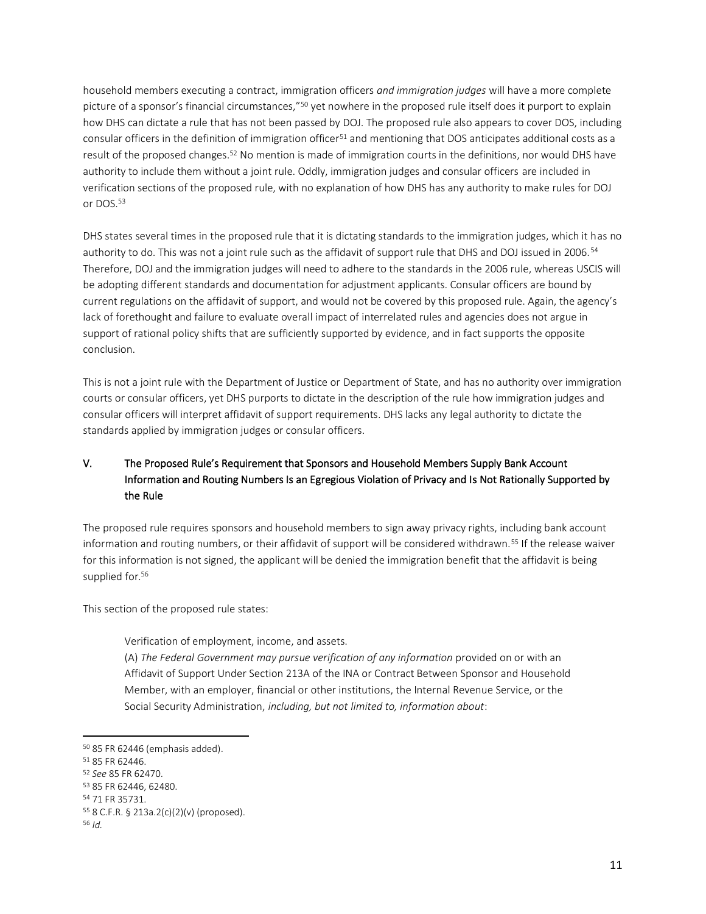household members executing a contract, immigration officers *and immigration judges* will have a more complete picture of a sponsor's financial circumstances,"[50] yet nowhere in the proposed rule itself does it purport to explain how DHS can dictate a rule that has not been passed by DOJ. The proposed rule also appears to cover DOS, including consular officers in the definition of immigration officer[51] and mentioning that DOS anticipates additional costs as a result of the proposed changes.[52] No mention is made of immigration courts in the definitions, nor would DHS have authority to include them without a joint rule. Oddly, immigration judges and consular officers are included in verification sections of the proposed rule, with no explanation of how DHS has any authority to make rules for DOJ or DOS.[53]

DHS states several times in the proposed rule that it is dictating standards to the immigration judges, which it has no authority to do. This was not a joint rule such as the affidavit of support rule that DHS and DOJ issued in 2006.[54] Therefore, DOJ and the immigration judges will need to adhere to the standards in the 2006 rule, whereas USCIS will be adopting different standards and documentation for adjustment applicants. Consular officers are bound by current regulations on the affidavit of support, and would not be covered by this proposed rule. Again, the agency's lack of forethought and failure to evaluate overall impact of interrelated rules and agencies does not argue in support of rational policy shifts that are sufficiently supported by evidence, and in fact supports the opposite conclusion.

This is not a joint rule with the Department of Justice or Department of State, and has no authority over immigration courts or consular officers, yet DHS purports to dictate in the description of the rule how immigration judges and consular officers will interpret affidavit of support requirements. DHS lacks any legal authority to dictate the standards applied by immigration judges or consular officers.

## V. The Proposed Rule's Requirement that Sponsors and Household Members Supply Bank Account Information and Routing Numbers Is an Egregious Violation of Privacy and Is Not Rationally Supported by the Rule

The proposed rule requires sponsors and household members to sign away privacy rights, including bank account information and routing numbers, or their affidavit of support will be considered withdrawn.[55] If the release waiver for this information is not signed, the applicant will be denied the immigration benefit that the affidavit is being supplied for.[56]

This section of the proposed rule states:

> Verification of employment, income, and assets.
>
> (A) *The Federal Government may pursue verification of any information* provided on or with an Affidavit of Support Under Section 213A of the INA or Contract Between Sponsor and Household Member, with an employer, financial or other institutions, the Internal Revenue Service, or the Social Security Administration, *including, but not limited to, information about*:

---

[50] 85 FR 62446 (emphasis added).

[51] 85 FR 62446.

[52] *See* 85 FR 62470.

[53] 85 FR 62446, 62480.

[54] 71 FR 35731.

[55] 8 C.F.R. § 213a.2(c)(2)(v) (proposed).

[56] *Id.*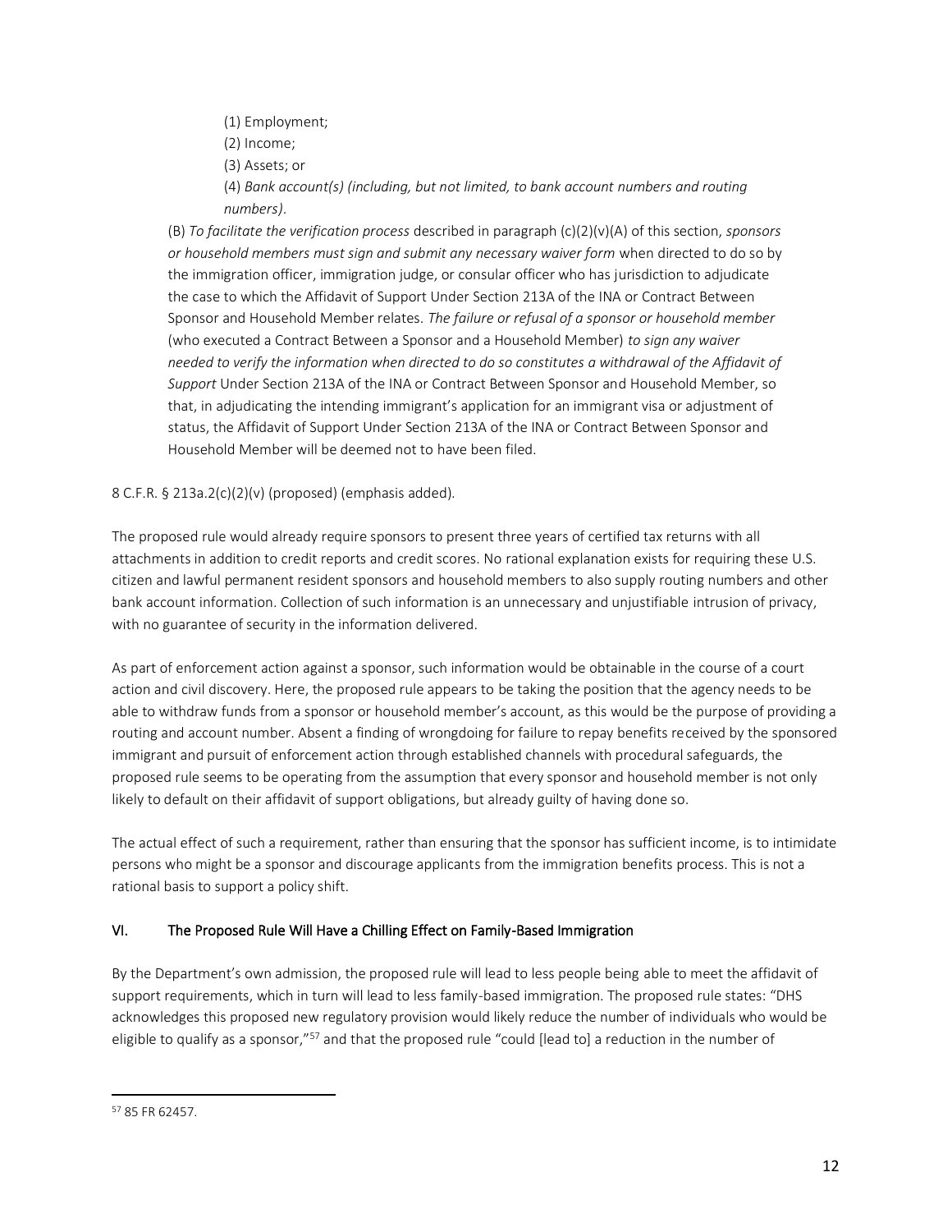(1) Employment;

(2) Income;

(3) Assets; or

(4) *Bank account(s) (including, but not limited, to bank account numbers and routing numbers)*.

(B) *To facilitate the verification process* described in paragraph (c)(2)(v)(A) of this section, *sponsors or household members must sign and submit any necessary waiver form* when directed to do so by the immigration officer, immigration judge, or consular officer who has jurisdiction to adjudicate the case to which the Affidavit of Support Under Section 213A of the INA or Contract Between Sponsor and Household Member relates. *The failure or refusal of a sponsor or household member* (who executed a Contract Between a Sponsor and a Household Member) *to sign any waiver needed to verify the information when directed to do so constitutes a withdrawal of the Affidavit of Support* Under Section 213A of the INA or Contract Between Sponsor and Household Member, so that, in adjudicating the intending immigrant's application for an immigrant visa or adjustment of status, the Affidavit of Support Under Section 213A of the INA or Contract Between Sponsor and Household Member will be deemed not to have been filed.

8 C.F.R. § 213a.2(c)(2)(v) (proposed) (emphasis added).

The proposed rule would already require sponsors to present three years of certified tax returns with all attachments in addition to credit reports and credit scores. No rational explanation exists for requiring these U.S. citizen and lawful permanent resident sponsors and household members to also supply routing numbers and other bank account information. Collection of such information is an unnecessary and unjustifiable intrusion of privacy, with no guarantee of security in the information delivered.

As part of enforcement action against a sponsor, such information would be obtainable in the course of a court action and civil discovery. Here, the proposed rule appears to be taking the position that the agency needs to be able to withdraw funds from a sponsor or household member's account, as this would be the purpose of providing a routing and account number. Absent a finding of wrongdoing for failure to repay benefits received by the sponsored immigrant and pursuit of enforcement action through established channels with procedural safeguards, the proposed rule seems to be operating from the assumption that every sponsor and household member is not only likely to default on their affidavit of support obligations, but already guilty of having done so.

The actual effect of such a requirement, rather than ensuring that the sponsor has sufficient income, is to intimidate persons who might be a sponsor and discourage applicants from the immigration benefits process. This is not a rational basis to support a policy shift.

## VI. The Proposed Rule Will Have a Chilling Effect on Family-Based Immigration

By the Department's own admission, the proposed rule will lead to less people being able to meet the affidavit of support requirements, which in turn will lead to less family-based immigration. The proposed rule states: "DHS acknowledges this proposed new regulatory provision would likely reduce the number of individuals who would be eligible to qualify as a sponsor,"[57] and that the proposed rule "could [lead to] a reduction in the number of

[57] 85 FR 62457.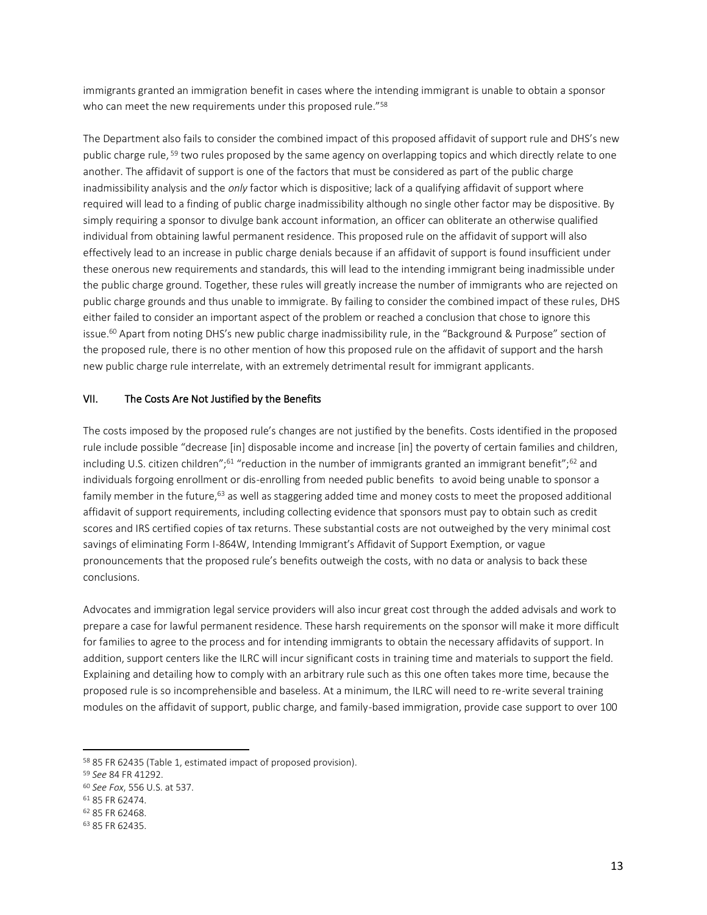immigrants granted an immigration benefit in cases where the intending immigrant is unable to obtain a sponsor who can meet the new requirements under this proposed rule."[58]

The Department also fails to consider the combined impact of this proposed affidavit of support rule and DHS's new public charge rule,[59] two rules proposed by the same agency on overlapping topics and which directly relate to one another. The affidavit of support is one of the factors that must be considered as part of the public charge inadmissibility analysis and the *only* factor which is dispositive; lack of a qualifying affidavit of support where required will lead to a finding of public charge inadmissibility although no single other factor may be dispositive. By simply requiring a sponsor to divulge bank account information, an officer can obliterate an otherwise qualified individual from obtaining lawful permanent residence. This proposed rule on the affidavit of support will also effectively lead to an increase in public charge denials because if an affidavit of support is found insufficient under these onerous new requirements and standards, this will lead to the intending immigrant being inadmissible under the public charge ground. Together, these rules will greatly increase the number of immigrants who are rejected on public charge grounds and thus unable to immigrate. By failing to consider the combined impact of these rules, DHS either failed to consider an important aspect of the problem or reached a conclusion that chose to ignore this issue.[60] Apart from noting DHS's new public charge inadmissibility rule, in the "Background & Purpose" section of the proposed rule, there is no other mention of how this proposed rule on the affidavit of support and the harsh new public charge rule interrelate, with an extremely detrimental result for immigrant applicants.

## VII. The Costs Are Not Justified by the Benefits

The costs imposed by the proposed rule's changes are not justified by the benefits. Costs identified in the proposed rule include possible "decrease [in] disposable income and increase [in] the poverty of certain families and children, including U.S. citizen children";[61] "reduction in the number of immigrants granted an immigrant benefit";[62] and individuals forgoing enrollment or dis-enrolling from needed public benefits to avoid being unable to sponsor a family member in the future,[63] as well as staggering added time and money costs to meet the proposed additional affidavit of support requirements, including collecting evidence that sponsors must pay to obtain such as credit scores and IRS certified copies of tax returns. These substantial costs are not outweighed by the very minimal cost savings of eliminating Form I-864W, Intending Immigrant's Affidavit of Support Exemption, or vague pronouncements that the proposed rule's benefits outweigh the costs, with no data or analysis to back these conclusions.

Advocates and immigration legal service providers will also incur great cost through the added advisals and work to prepare a case for lawful permanent residence. These harsh requirements on the sponsor will make it more difficult for families to agree to the process and for intending immigrants to obtain the necessary affidavits of support. In addition, support centers like the ILRC will incur significant costs in training time and materials to support the field. Explaining and detailing how to comply with an arbitrary rule such as this one often takes more time, because the proposed rule is so incomprehensible and baseless. At a minimum, the ILRC will need to re-write several training modules on the affidavit of support, public charge, and family-based immigration, provide case support to over 100

---

[58] 85 FR 62435 (Table 1, estimated impact of proposed provision).

[59] *See* 84 FR 41292.

[60] *See Fox*, 556 U.S. at 537.

[61] 85 FR 62474.

[62] 85 FR 62468.

[63] 85 FR 62435.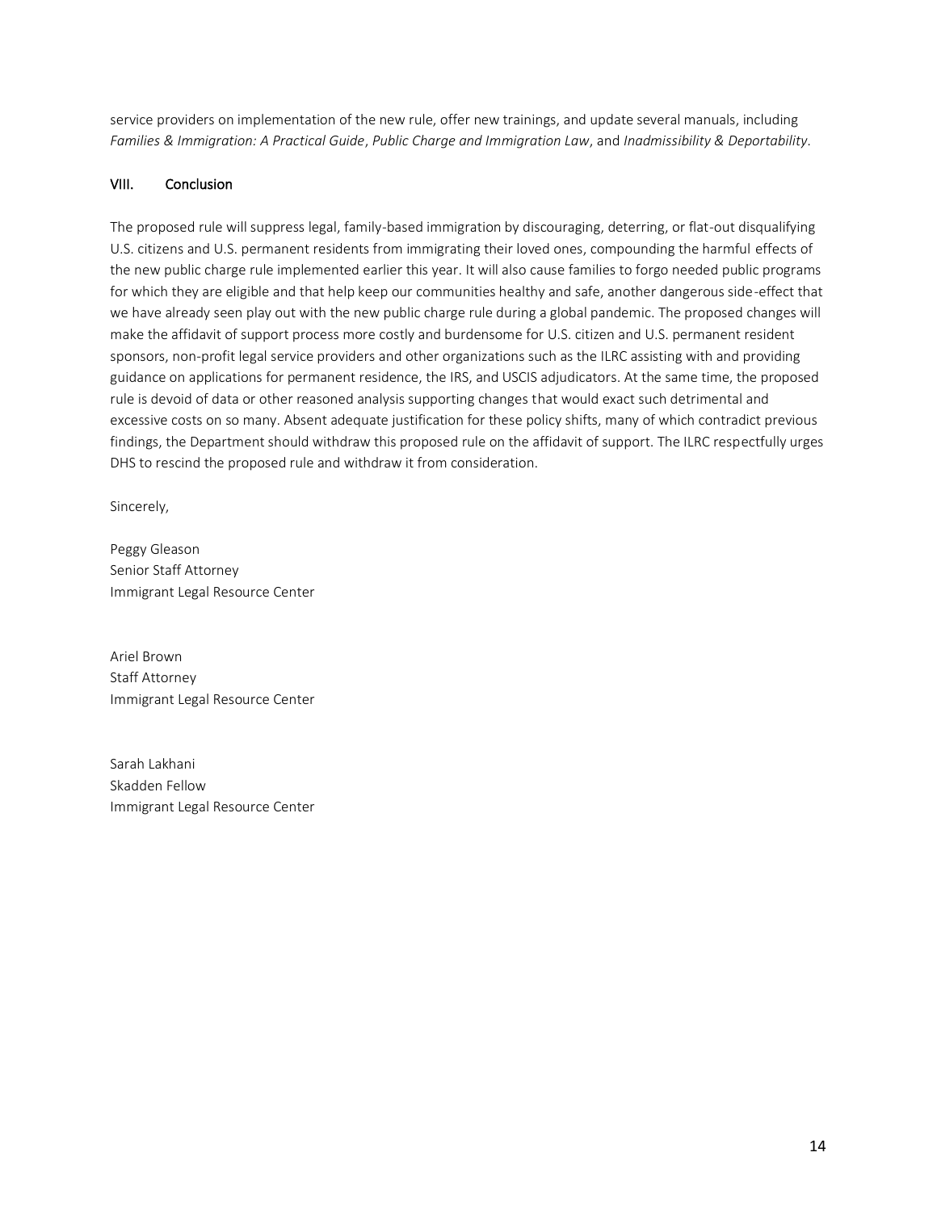service providers on implementation of the new rule, offer new trainings, and update several manuals, including *Families & Immigration: A Practical Guide*, *Public Charge and Immigration Law*, and *Inadmissibility & Deportability*.

## VIII. Conclusion

The proposed rule will suppress legal, family-based immigration by discouraging, deterring, or flat-out disqualifying U.S. citizens and U.S. permanent residents from immigrating their loved ones, compounding the harmful effects of the new public charge rule implemented earlier this year. It will also cause families to forgo needed public programs for which they are eligible and that help keep our communities healthy and safe, another dangerous side-effect that we have already seen play out with the new public charge rule during a global pandemic. The proposed changes will make the affidavit of support process more costly and burdensome for U.S. citizen and U.S. permanent resident sponsors, non-profit legal service providers and other organizations such as the ILRC assisting with and providing guidance on applications for permanent residence, the IRS, and USCIS adjudicators. At the same time, the proposed rule is devoid of data or other reasoned analysis supporting changes that would exact such detrimental and excessive costs on so many. Absent adequate justification for these policy shifts, many of which contradict previous findings, the Department should withdraw this proposed rule on the affidavit of support. The ILRC respectfully urges DHS to rescind the proposed rule and withdraw it from consideration.

Sincerely,

Peggy Gleason
Senior Staff Attorney
Immigrant Legal Resource Center

Ariel Brown
Staff Attorney
Immigrant Legal Resource Center

Sarah Lakhani
Skadden Fellow
Immigrant Legal Resource Center